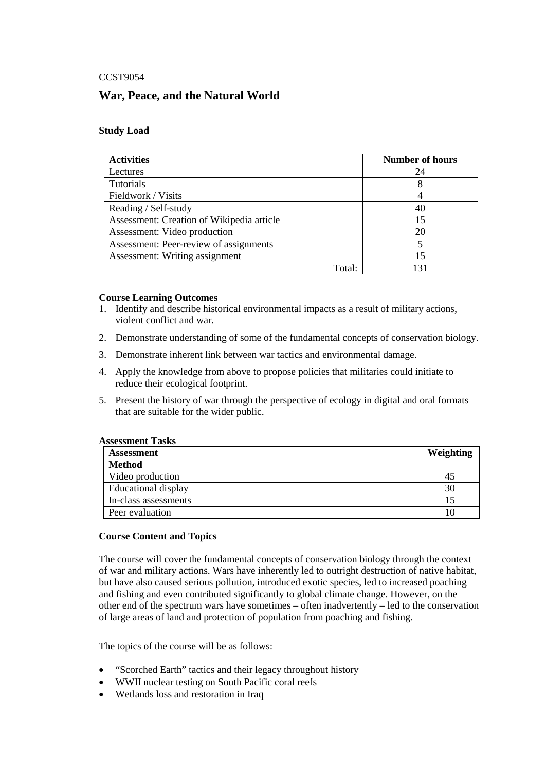CCST9054

# War, Peace, and the Natural World

### Study Load

| Activities | Number of hours |
|---|---|
| Lectures | 24 |
| Tutorials | 8 |
| Fieldwork / Visits | 4 |
| Reading / Self-study | 40 |
| Assessment: Creation of Wikipedia article | 15 |
| Assessment: Video production | 20 |
| Assessment: Peer-review of assignments | 5 |
| Assessment: Writing assignment | 15 |
| Total: | 131 |

### Course Learning Outcomes

1. Identify and describe historical environmental impacts as a result of military actions, violent conflict and war.
2. Demonstrate understanding of some of the fundamental concepts of conservation biology.
3. Demonstrate inherent link between war tactics and environmental damage.
4. Apply the knowledge from above to propose policies that militaries could initiate to reduce their ecological footprint.
5. Present the history of war through the perspective of ecology in digital and oral formats that are suitable for the wider public.

### Assessment Tasks

| Assessment Method | Weighting |
|---|---|
| Video production | 45 |
| Educational display | 30 |
| In-class assessments | 15 |
| Peer evaluation | 10 |

### Course Content and Topics

The course will cover the fundamental concepts of conservation biology through the context of war and military actions. Wars have inherently led to outright destruction of native habitat, but have also caused serious pollution, introduced exotic species, led to increased poaching and fishing and even contributed significantly to global climate change. However, on the other end of the spectrum wars have sometimes – often inadvertently – led to the conservation of large areas of land and protection of population from poaching and fishing.

The topics of the course will be as follows:

- "Scorched Earth" tactics and their legacy throughout history
- WWII nuclear testing on South Pacific coral reefs
- Wetlands loss and restoration in Iraq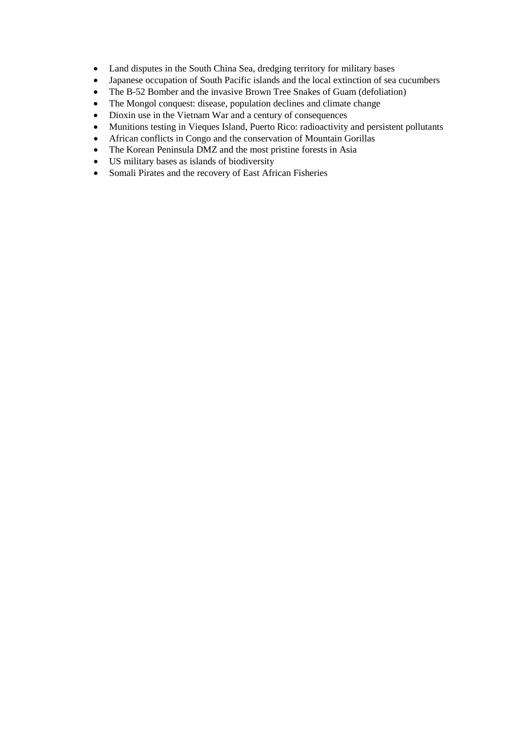- Land disputes in the South China Sea, dredging territory for military bases
- Japanese occupation of South Pacific islands and the local extinction of sea cucumbers
- The B-52 Bomber and the invasive Brown Tree Snakes of Guam (defoliation)
- The Mongol conquest: disease, population declines and climate change
- Dioxin use in the Vietnam War and a century of consequences
- Munitions testing in Vieques Island, Puerto Rico: radioactivity and persistent pollutants
- African conflicts in Congo and the conservation of Mountain Gorillas
- The Korean Peninsula DMZ and the most pristine forests in Asia
- US military bases as islands of biodiversity
- Somali Pirates and the recovery of East African Fisheries